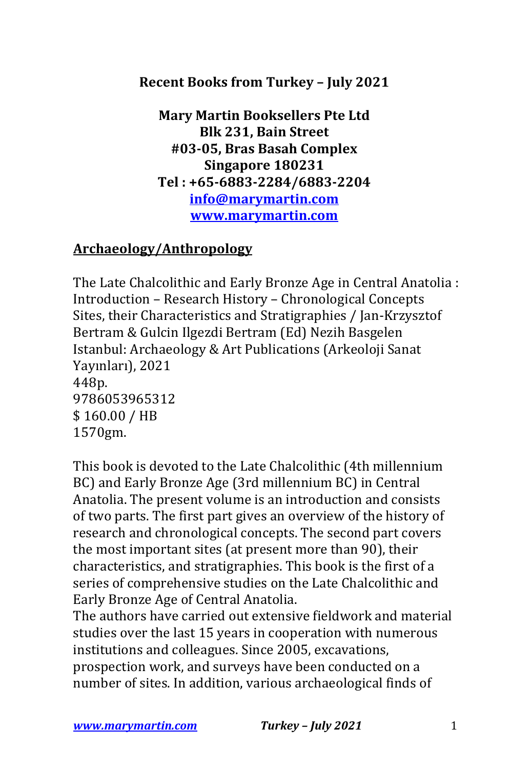**Recent Books from Turkey – July 2021**

**Mary Martin Booksellers Pte Ltd**
**Blk 231, Bain Street**
**#03-05, Bras Basah Complex**
**Singapore 180231**
**Tel : +65-6883-2284/6883-2204**
**[info@marymartin.com](mailto:info@marymartin.com)**
**[www.marymartin.com](http://www.marymartin.com)**

## Archaeology/Anthropology

The Late Chalcolithic and Early Bronze Age in Central Anatolia : Introduction – Research History – Chronological Concepts Sites, their Characteristics and Stratigraphies / Jan-Krzysztof Bertram & Gulcin Ilgezdi Bertram (Ed) Nezih Basgelen
Istanbul: Archaeology & Art Publications (Arkeoloji Sanat Yayınları), 2021
448p.
9786053965312
$ 160.00 / HB
1570gm.

This book is devoted to the Late Chalcolithic (4th millennium BC) and Early Bronze Age (3rd millennium BC) in Central Anatolia. The present volume is an introduction and consists of two parts. The first part gives an overview of the history of research and chronological concepts. The second part covers the most important sites (at present more than 90), their characteristics, and stratigraphies. This book is the first of a series of comprehensive studies on the Late Chalcolithic and Early Bronze Age of Central Anatolia.
The authors have carried out extensive fieldwork and material studies over the last 15 years in cooperation with numerous institutions and colleagues. Since 2005, excavations, prospection work, and surveys have been conducted on a number of sites. In addition, various archaeological finds of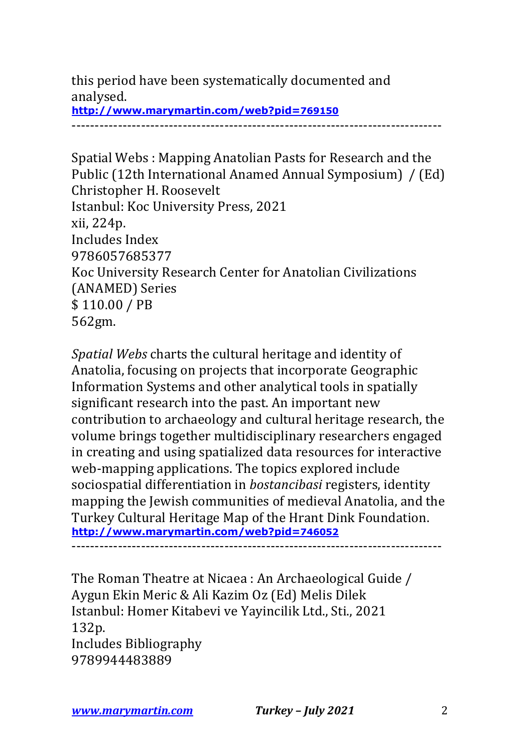this period have been systematically documented and analysed.
http://www.marymartin.com/web?pid=769150

---

Spatial Webs : Mapping Anatolian Pasts for Research and the Public (12th International Anamed Annual Symposium) / (Ed) Christopher H. Roosevelt
Istanbul: Koc University Press, 2021
xii, 224p.
Includes Index
9786057685377
Koc University Research Center for Anatolian Civilizations (ANAMED) Series
$ 110.00 / PB
562gm.

*Spatial Webs* charts the cultural heritage and identity of Anatolia, focusing on projects that incorporate Geographic Information Systems and other analytical tools in spatially significant research into the past. An important new contribution to archaeology and cultural heritage research, the volume brings together multidisciplinary researchers engaged in creating and using spatialized data resources for interactive web-mapping applications. The topics explored include sociospatial differentiation in *bostancibasi* registers, identity mapping the Jewish communities of medieval Anatolia, and the Turkey Cultural Heritage Map of the Hrant Dink Foundation.
http://www.marymartin.com/web?pid=746052

---

The Roman Theatre at Nicaea : An Archaeological Guide / Aygun Ekin Meric & Ali Kazim Oz (Ed) Melis Dilek
Istanbul: Homer Kitabevi ve Yayincilik Ltd., Sti., 2021
132p.
Includes Bibliography
9789944483889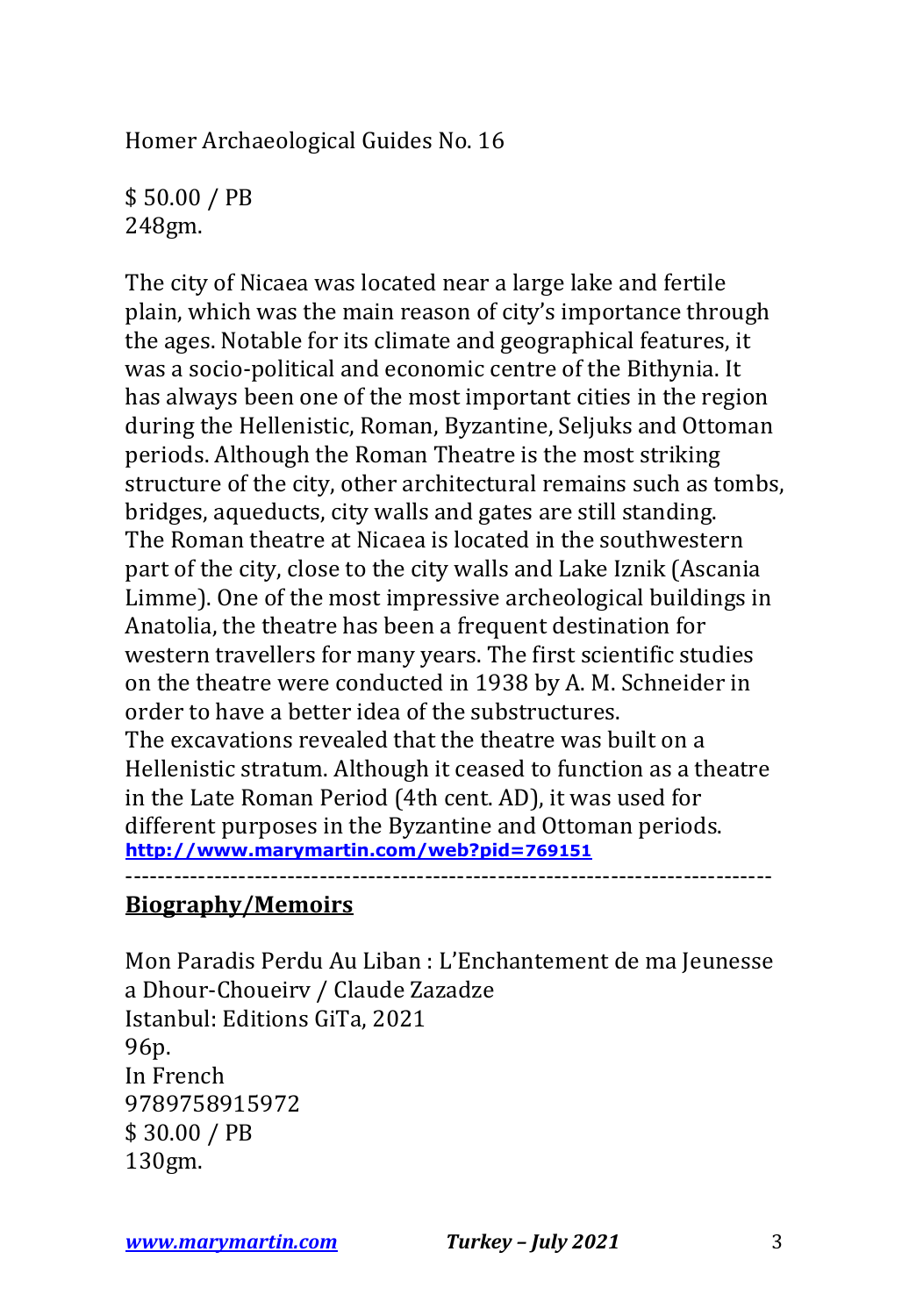Homer Archaeological Guides No. 16

$ 50.00 / PB
248gm.

The city of Nicaea was located near a large lake and fertile plain, which was the main reason of city's importance through the ages. Notable for its climate and geographical features, it was a socio-political and economic centre of the Bithynia. It has always been one of the most important cities in the region during the Hellenistic, Roman, Byzantine, Seljuks and Ottoman periods. Although the Roman Theatre is the most striking structure of the city, other architectural remains such as tombs, bridges, aqueducts, city walls and gates are still standing.
The Roman theatre at Nicaea is located in the southwestern part of the city, close to the city walls and Lake Iznik (Ascania Limme). One of the most impressive archeological buildings in Anatolia, the theatre has been a frequent destination for western travellers for many years. The first scientific studies on the theatre were conducted in 1938 by A. M. Schneider in order to have a better idea of the substructures.
The excavations revealed that the theatre was built on a Hellenistic stratum. Although it ceased to function as a theatre in the Late Roman Period (4th cent. AD), it was used for different purposes in the Byzantine and Ottoman periods.
**http://www.marymartin.com/web?pid=769151**

---

## Biography/Memoirs

Mon Paradis Perdu Au Liban : L'Enchantement de ma Jeunesse a Dhour-Choueirv / Claude Zazadze
Istanbul: Editions GiTa, 2021
96p.
In French
9789758915972
$ 30.00 / PB
130gm.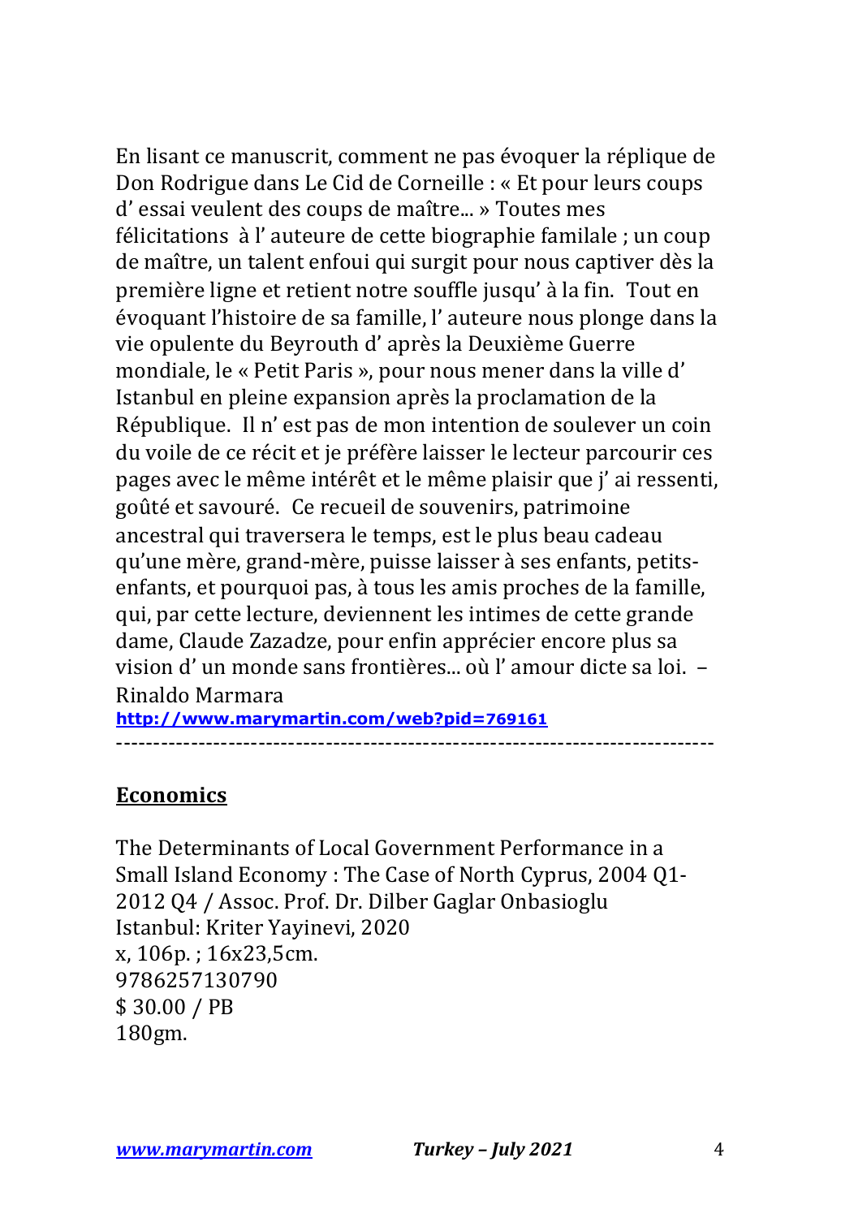En lisant ce manuscrit, comment ne pas évoquer la réplique de Don Rodrigue dans Le Cid de Corneille : « Et pour leurs coups d' essai veulent des coups de maître... » Toutes mes félicitations à l' auteure de cette biographie familale ; un coup de maître, un talent enfoui qui surgit pour nous captiver dès la première ligne et retient notre souffle jusqu' à la fin. Tout en évoquant l'histoire de sa famille, l' auteure nous plonge dans la vie opulente du Beyrouth d' après la Deuxième Guerre mondiale, le « Petit Paris », pour nous mener dans la ville d' Istanbul en pleine expansion après la proclamation de la République. Il n' est pas de mon intention de soulever un coin du voile de ce récit et je préfère laisser le lecteur parcourir ces pages avec le même intérêt et le même plaisir que j' ai ressenti, goûté et savouré. Ce recueil de souvenirs, patrimoine ancestral qui traversera le temps, est le plus beau cadeau qu'une mère, grand-mère, puisse laisser à ses enfants, petits-enfants, et pourquoi pas, à tous les amis proches de la famille, qui, par cette lecture, deviennent les intimes de cette grande dame, Claude Zazadze, pour enfin apprécier encore plus sa vision d' un monde sans frontières... où l' amour dicte sa loi. – Rinaldo Marmara

**http://www.marymartin.com/web?pid=769161**

---

## Economics

The Determinants of Local Government Performance in a Small Island Economy : The Case of North Cyprus, 2004 Q1-2012 Q4 / Assoc. Prof. Dr. Dilber Gaglar Onbasioglu
Istanbul: Kriter Yayinevi, 2020
x, 106p. ; 16x23,5cm.
9786257130790
$ 30.00 / PB
180gm.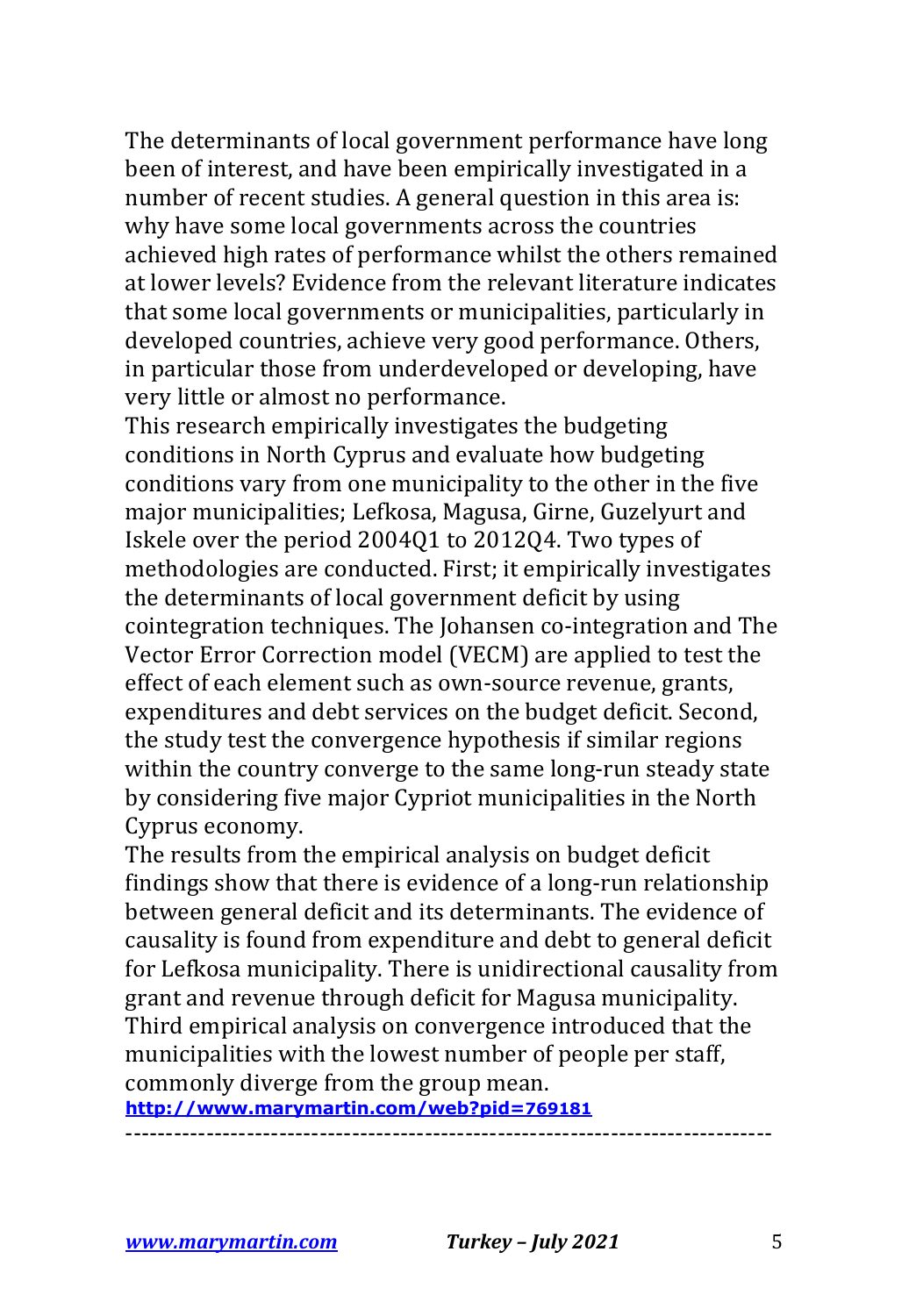The determinants of local government performance have long been of interest, and have been empirically investigated in a number of recent studies. A general question in this area is: why have some local governments across the countries achieved high rates of performance whilst the others remained at lower levels? Evidence from the relevant literature indicates that some local governments or municipalities, particularly in developed countries, achieve very good performance. Others, in particular those from underdeveloped or developing, have very little or almost no performance.

This research empirically investigates the budgeting conditions in North Cyprus and evaluate how budgeting conditions vary from one municipality to the other in the five major municipalities; Lefkosa, Magusa, Girne, Guzelyurt and Iskele over the period 2004Q1 to 2012Q4. Two types of methodologies are conducted. First; it empirically investigates the determinants of local government deficit by using cointegration techniques. The Johansen co-integration and The Vector Error Correction model (VECM) are applied to test the effect of each element such as own-source revenue, grants, expenditures and debt services on the budget deficit. Second, the study test the convergence hypothesis if similar regions within the country converge to the same long-run steady state by considering five major Cypriot municipalities in the North Cyprus economy.

The results from the empirical analysis on budget deficit findings show that there is evidence of a long-run relationship between general deficit and its determinants. The evidence of causality is found from expenditure and debt to general deficit for Lefkosa municipality. There is unidirectional causality from grant and revenue through deficit for Magusa municipality. Third empirical analysis on convergence introduced that the municipalities with the lowest number of people per staff, commonly diverge from the group mean.

**http://www.marymartin.com/web?pid=769181**

---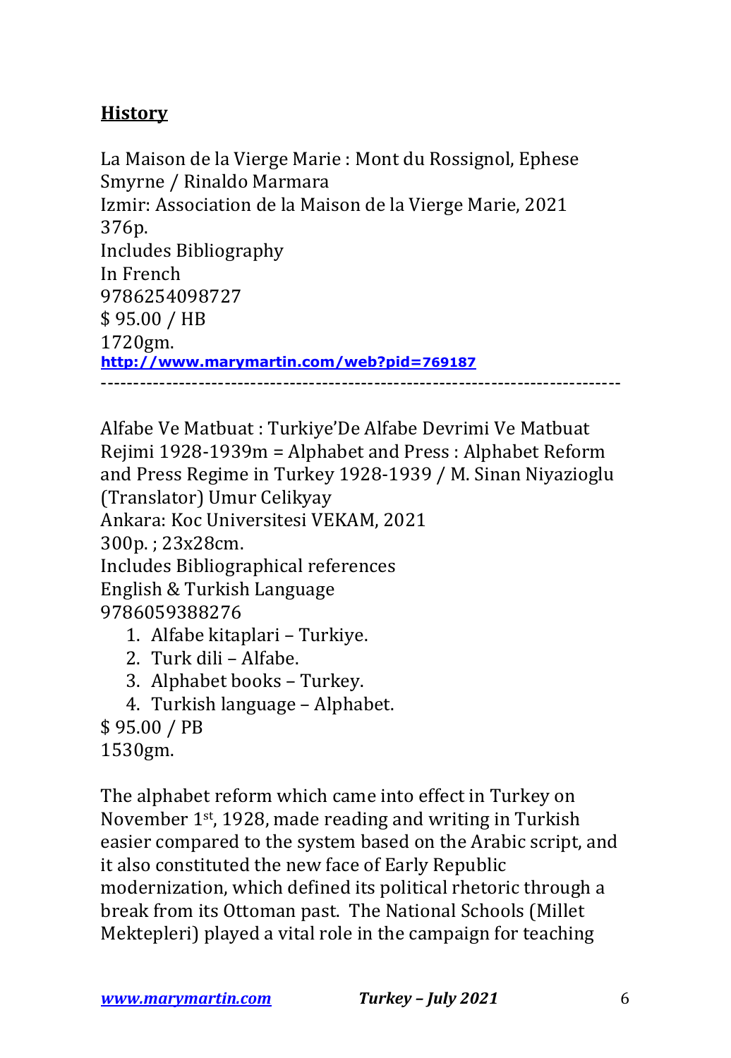## History

La Maison de la Vierge Marie : Mont du Rossignol, Ephese Smyrne / Rinaldo Marmara
Izmir: Association de la Maison de la Vierge Marie, 2021
376p.
Includes Bibliography
In French
9786254098727
$ 95.00 / HB
1720gm.
**http://www.marymartin.com/web?pid=769187**

---

Alfabe Ve Matbuat : Turkiye'De Alfabe Devrimi Ve Matbuat Rejimi 1928-1939m = Alphabet and Press : Alphabet Reform and Press Regime in Turkey 1928-1939 / M. Sinan Niyazioglu (Translator) Umur Celikyay
Ankara: Koc Universitesi VEKAM, 2021
300p. ; 23x28cm.
Includes Bibliographical references
English & Turkish Language
9786059388276

1. Alfabe kitaplari – Turkiye.
2. Turk dili – Alfabe.
3. Alphabet books – Turkey.
4. Turkish language – Alphabet.

$ 95.00 / PB
1530gm.

The alphabet reform which came into effect in Turkey on November 1st, 1928, made reading and writing in Turkish easier compared to the system based on the Arabic script, and it also constituted the new face of Early Republic modernization, which defined its political rhetoric through a break from its Ottoman past. The National Schools (Millet Mektepleri) played a vital role in the campaign for teaching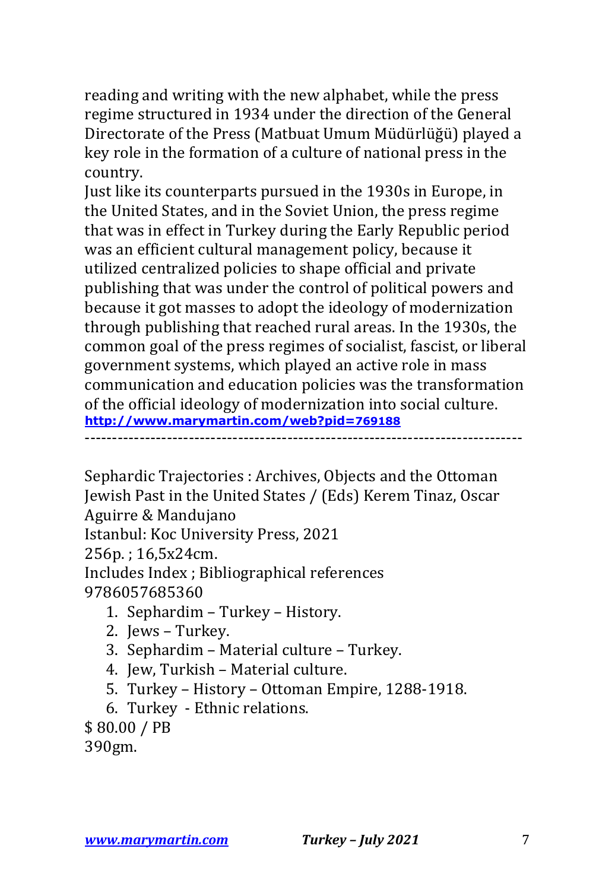reading and writing with the new alphabet, while the press regime structured in 1934 under the direction of the General Directorate of the Press (Matbuat Umum Müdürlüğü) played a key role in the formation of a culture of national press in the country.

Just like its counterparts pursued in the 1930s in Europe, in the United States, and in the Soviet Union, the press regime that was in effect in Turkey during the Early Republic period was an efficient cultural management policy, because it utilized centralized policies to shape official and private publishing that was under the control of political powers and because it got masses to adopt the ideology of modernization through publishing that reached rural areas. In the 1930s, the common goal of the press regimes of socialist, fascist, or liberal government systems, which played an active role in mass communication and education policies was the transformation of the official ideology of modernization into social culture.
**http://www.marymartin.com/web?pid=769188**

---

Sephardic Trajectories : Archives, Objects and the Ottoman Jewish Past in the United States / (Eds) Kerem Tinaz, Oscar Aguirre & Mandujano
Istanbul: Koc University Press, 2021
256p. ; 16,5x24cm.
Includes Index ; Bibliographical references
9786057685360

1. Sephardim – Turkey – History.
2. Jews – Turkey.
3. Sephardim – Material culture – Turkey.
4. Jew, Turkish – Material culture.
5. Turkey – History – Ottoman Empire, 1288-1918.
6. Turkey - Ethnic relations.

$ 80.00 / PB
390gm.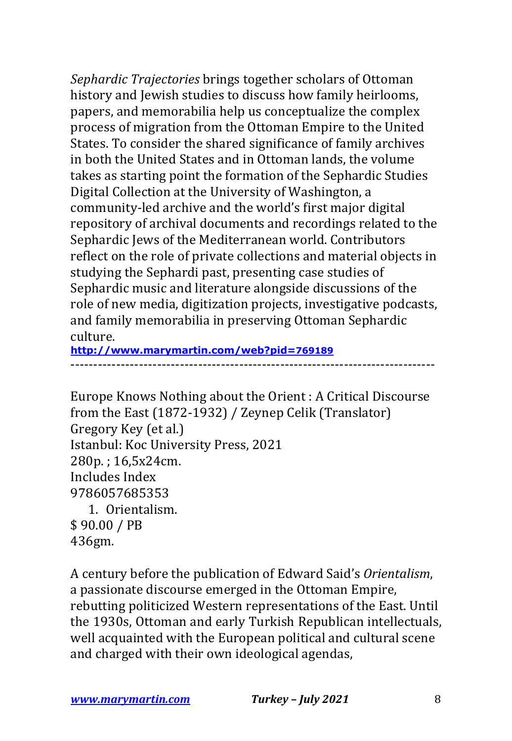*Sephardic Trajectories* brings together scholars of Ottoman history and Jewish studies to discuss how family heirlooms, papers, and memorabilia help us conceptualize the complex process of migration from the Ottoman Empire to the United States. To consider the shared significance of family archives in both the United States and in Ottoman lands, the volume takes as starting point the formation of the Sephardic Studies Digital Collection at the University of Washington, a community-led archive and the world's first major digital repository of archival documents and recordings related to the Sephardic Jews of the Mediterranean world. Contributors reflect on the role of private collections and material objects in studying the Sephardi past, presenting case studies of Sephardic music and literature alongside discussions of the role of new media, digitization projects, investigative podcasts, and family memorabilia in preserving Ottoman Sephardic culture.

**http://www.marymartin.com/web?pid=769189**

------------------------------------------------------------------------------

Europe Knows Nothing about the Orient : A Critical Discourse from the East (1872-1932) / Zeynep Celik (Translator)
Gregory Key (et al.)
Istanbul: Koc University Press, 2021
280p. ; 16,5x24cm.
Includes Index
9786057685353

1. Orientalism.

$ 90.00 / PB
436gm.

A century before the publication of Edward Said's *Orientalism*, a passionate discourse emerged in the Ottoman Empire, rebutting politicized Western representations of the East. Until the 1930s, Ottoman and early Turkish Republican intellectuals, well acquainted with the European political and cultural scene and charged with their own ideological agendas,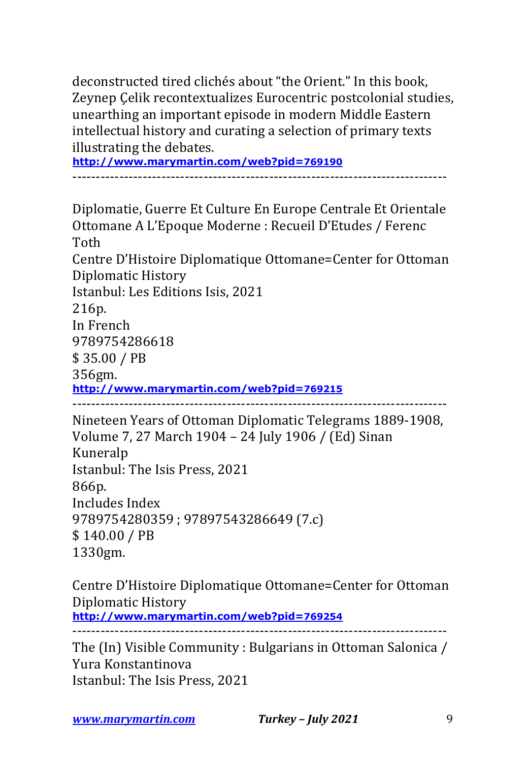deconstructed tired clichés about “the Orient.” In this book, Zeynep Çelik recontextualizes Eurocentric postcolonial studies, unearthing an important episode in modern Middle Eastern intellectual history and curating a selection of primary texts illustrating the debates.

**http://www.marymartin.com/web?pid=769190**

------------------------------------------------------------------------------

Diplomatie, Guerre Et Culture En Europe Centrale Et Orientale Ottomane A L’Epoque Moderne : Recueil D’Etudes / Ferenc Toth

Centre D’Histoire Diplomatique Ottomane=Center for Ottoman Diplomatic History

Istanbul: Les Editions Isis, 2021

216p.

In French

9789754286618

$ 35.00 / PB

356gm.

**http://www.marymartin.com/web?pid=769215**

------------------------------------------------------------------------------

Nineteen Years of Ottoman Diplomatic Telegrams 1889-1908, Volume 7, 27 March 1904 – 24 July 1906 / (Ed) Sinan Kuneralp

Istanbul: The Isis Press, 2021

866p.

Includes Index

9789754280359 ; 97897543286649 (7.c)

$ 140.00 / PB

1330gm.

Centre D’Histoire Diplomatique Ottomane=Center for Ottoman Diplomatic History

**http://www.marymartin.com/web?pid=769254**

------------------------------------------------------------------------------

The (In) Visible Community : Bulgarians in Ottoman Salonica / Yura Konstantinova

Istanbul: The Isis Press, 2021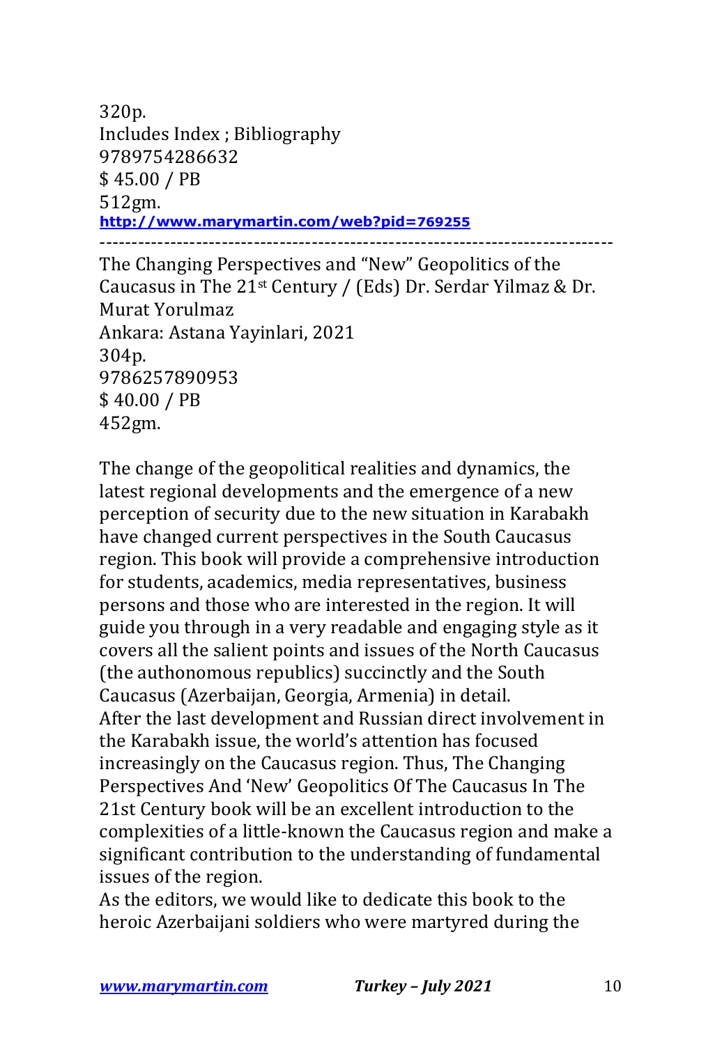320p.
Includes Index ; Bibliography
9789754286632
$ 45.00 / PB
512gm.
**http://www.marymartin.com/web?pid=769255**

---

The Changing Perspectives and "New" Geopolitics of the Caucasus in The 21st Century / (Eds) Dr. Serdar Yilmaz & Dr. Murat Yorulmaz
Ankara: Astana Yayinlari, 2021
304p.
9786257890953
$ 40.00 / PB
452gm.

The change of the geopolitical realities and dynamics, the latest regional developments and the emergence of a new perception of security due to the new situation in Karabakh have changed current perspectives in the South Caucasus region. This book will provide a comprehensive introduction for students, academics, media representatives, business persons and those who are interested in the region. It will guide you through in a very readable and engaging style as it covers all the salient points and issues of the North Caucasus (the authonomous republics) succinctly and the South Caucasus (Azerbaijan, Georgia, Armenia) in detail.
After the last development and Russian direct involvement in the Karabakh issue, the world's attention has focused increasingly on the Caucasus region. Thus, The Changing Perspectives And 'New' Geopolitics Of The Caucasus In The 21st Century book will be an excellent introduction to the complexities of a little-known the Caucasus region and make a significant contribution to the understanding of fundamental issues of the region.
As the editors, we would like to dedicate this book to the heroic Azerbaijani soldiers who were martyred during the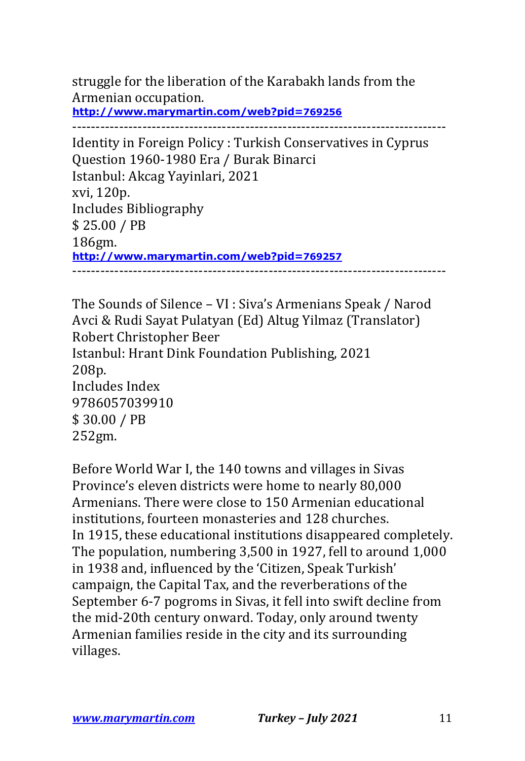struggle for the liberation of the Karabakh lands from the Armenian occupation.
http://www.marymartin.com/web?pid=769256

---

Identity in Foreign Policy : Turkish Conservatives in Cyprus Question 1960-1980 Era / Burak Binarci
Istanbul: Akcag Yayinlari, 2021
xvi, 120p.
Includes Bibliography
$ 25.00 / PB
186gm.
http://www.marymartin.com/web?pid=769257

---

The Sounds of Silence – VI : Siva's Armenians Speak / Narod Avci & Rudi Sayat Pulatyan (Ed) Altug Yilmaz (Translator) Robert Christopher Beer
Istanbul: Hrant Dink Foundation Publishing, 2021
208p.
Includes Index
9786057039910
$ 30.00 / PB
252gm.

Before World War I, the 140 towns and villages in Sivas Province's eleven districts were home to nearly 80,000 Armenians. There were close to 150 Armenian educational institutions, fourteen monasteries and 128 churches.
In 1915, these educational institutions disappeared completely. The population, numbering 3,500 in 1927, fell to around 1,000 in 1938 and, influenced by the 'Citizen, Speak Turkish' campaign, the Capital Tax, and the reverberations of the September 6-7 pogroms in Sivas, it fell into swift decline from the mid-20th century onward. Today, only around twenty Armenian families reside in the city and its surrounding villages.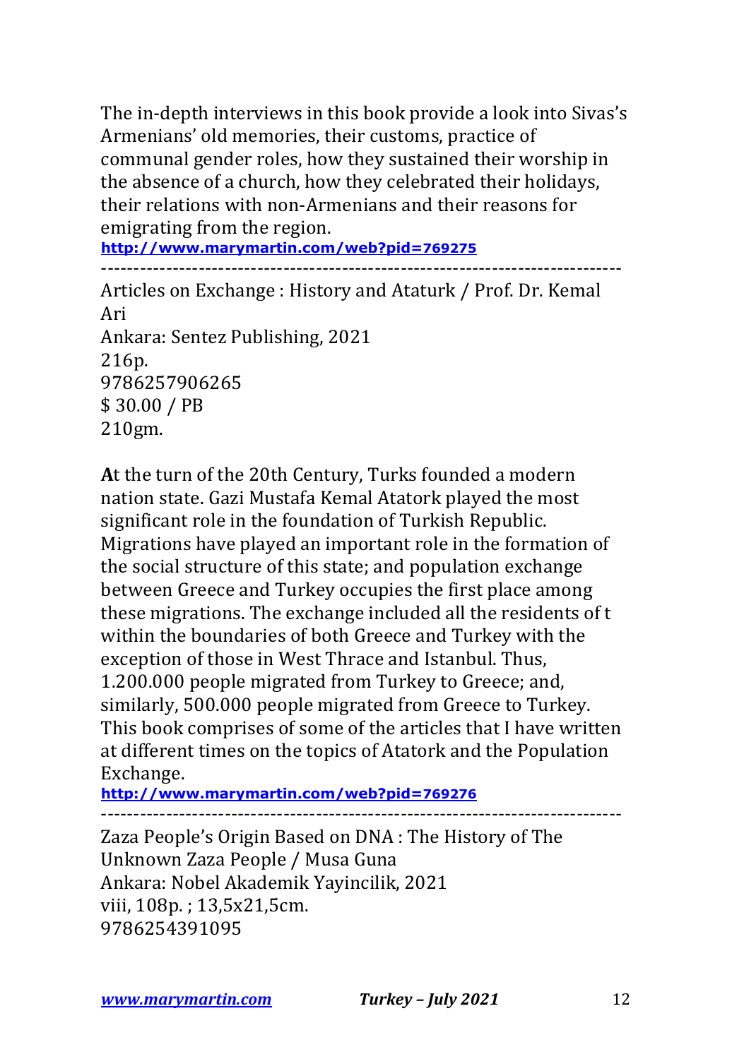The in-depth interviews in this book provide a look into Sivas's Armenians' old memories, their customs, practice of communal gender roles, how they sustained their worship in the absence of a church, how they celebrated their holidays, their relations with non-Armenians and their reasons for emigrating from the region.

**http://www.marymartin.com/web?pid=769275**

---

Articles on Exchange : History and Ataturk / Prof. Dr. Kemal Ari
Ankara: Sentez Publishing, 2021
216p.
9786257906265
$ 30.00 / PB
210gm.

**A**t the turn of the 20th Century, Turks founded a modern nation state. Gazi Mustafa Kemal Atatork played the most significant role in the foundation of Turkish Republic. Migrations have played an important role in the formation of the social structure of this state; and population exchange between Greece and Turkey occupies the first place among these migrations. The exchange included all the residents of t within the boundaries of both Greece and Turkey with the exception of those in West Thrace and Istanbul. Thus, 1.200.000 people migrated from Turkey to Greece; and, similarly, 500.000 people migrated from Greece to Turkey. This book comprises of some of the articles that I have written at different times on the topics of Atatork and the Population Exchange.

**http://www.marymartin.com/web?pid=769276**

---

Zaza People's Origin Based on DNA : The History of The Unknown Zaza People / Musa Guna
Ankara: Nobel Akademik Yayincilik, 2021
viii, 108p. ; 13,5x21,5cm.
9786254391095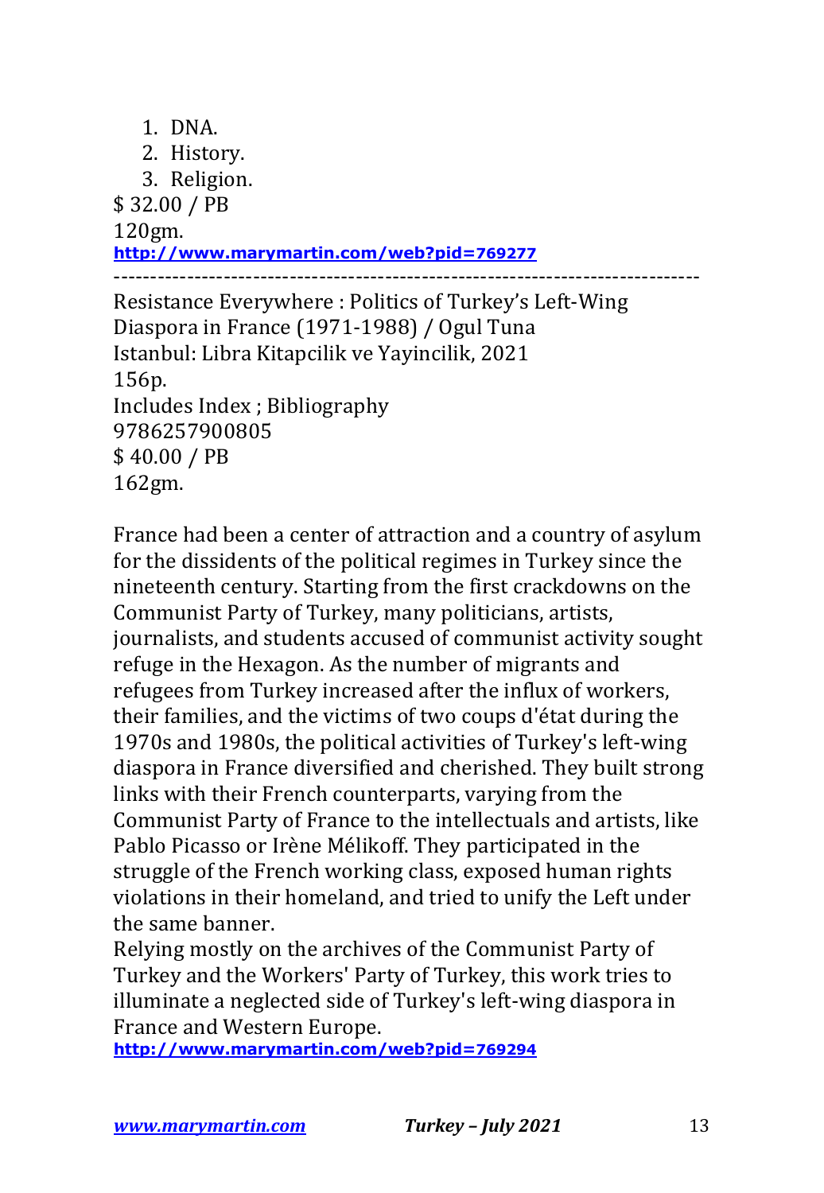1. DNA.
2. History.
3. Religion.

$ 32.00 / PB
120gm.
http://www.marymartin.com/web?pid=769277

---

Resistance Everywhere : Politics of Turkey's Left-Wing Diaspora in France (1971-1988) / Ogul Tuna
Istanbul: Libra Kitapcilik ve Yayincilik, 2021
156p.
Includes Index ; Bibliography
9786257900805
$ 40.00 / PB
162gm.

France had been a center of attraction and a country of asylum for the dissidents of the political regimes in Turkey since the nineteenth century. Starting from the first crackdowns on the Communist Party of Turkey, many politicians, artists, journalists, and students accused of communist activity sought refuge in the Hexagon. As the number of migrants and refugees from Turkey increased after the influx of workers, their families, and the victims of two coups d'état during the 1970s and 1980s, the political activities of Turkey's left-wing diaspora in France diversified and cherished. They built strong links with their French counterparts, varying from the Communist Party of France to the intellectuals and artists, like Pablo Picasso or Irène Mélikoff. They participated in the struggle of the French working class, exposed human rights violations in their homeland, and tried to unify the Left under the same banner.
Relying mostly on the archives of the Communist Party of Turkey and the Workers' Party of Turkey, this work tries to illuminate a neglected side of Turkey's left-wing diaspora in France and Western Europe.
http://www.marymartin.com/web?pid=769294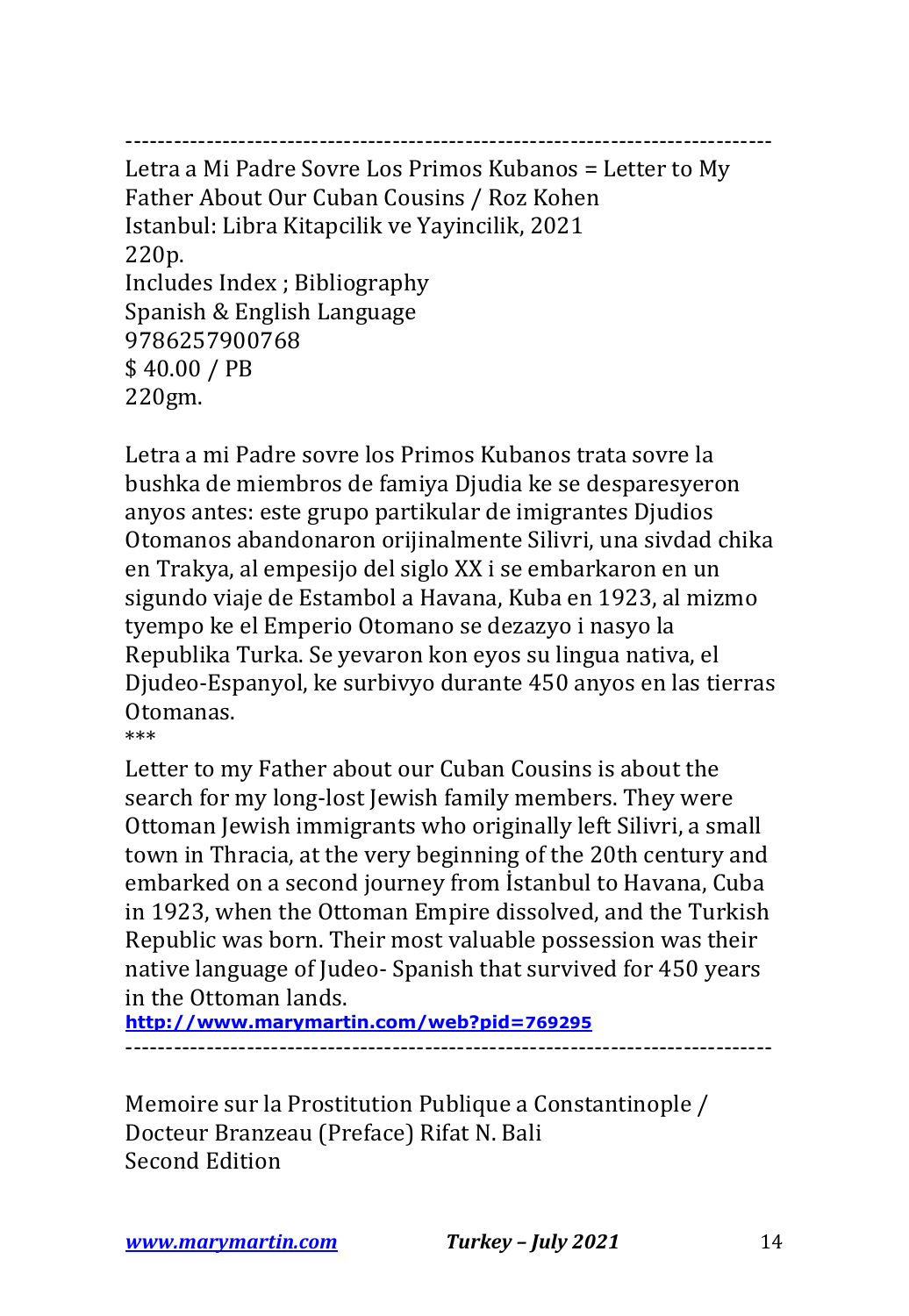------------------------------------------------------------------------------

Letra a Mi Padre Sovre Los Primos Kubanos = Letter to My Father About Our Cuban Cousins / Roz Kohen
Istanbul: Libra Kitapcilik ve Yayincilik, 2021
220p.
Includes Index ; Bibliography
Spanish & English Language
9786257900768
$ 40.00 / PB
220gm.

Letra a mi Padre sovre los Primos Kubanos trata sovre la bushka de miembros de famiya Djudia ke se desparesyeron anyos antes: este grupo partikular de imigrantes Djudios Otomanos abandonaron orijinalmente Silivri, una sivdad chika en Trakya, al empesijo del siglo XX i se embarkaron en un sigundo viaje de Estambol a Havana, Kuba en 1923, al mizmo tyempo ke el Emperio Otomano se dezazyo i nasyo la Republika Turka. Se yevaron kon eyos su lingua nativa, el Djudeo-Espanyol, ke surbivyo durante 450 anyos en las tierras Otomanas.

***

Letter to my Father about our Cuban Cousins is about the search for my long-lost Jewish family members. They were Ottoman Jewish immigrants who originally left Silivri, a small town in Thracia, at the very beginning of the 20th century and embarked on a second journey from İstanbul to Havana, Cuba in 1923, when the Ottoman Empire dissolved, and the Turkish Republic was born. Their most valuable possession was their native language of Judeo- Spanish that survived for 450 years in the Ottoman lands.

**http://www.marymartin.com/web?pid=769295**

------------------------------------------------------------------------------

Memoire sur la Prostitution Publique a Constantinople / Docteur Branzeau (Preface) Rifat N. Bali
Second Edition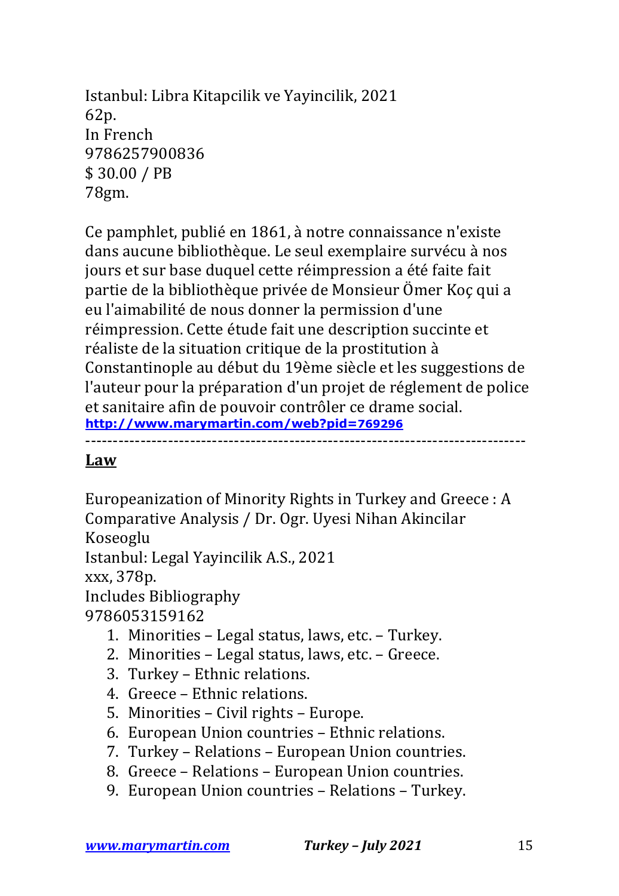Istanbul: Libra Kitapcilik ve Yayincilik, 2021
62p.
In French
9786257900836
$ 30.00 / PB
78gm.

Ce pamphlet, publié en 1861, à notre connaissance n'existe dans aucune bibliothèque. Le seul exemplaire survécu à nos jours et sur base duquel cette réimpression a été faite fait partie de la bibliothèque privée de Monsieur Ömer Koç qui a eu l'aimabilité de nous donner la permission d'une réimpression. Cette étude fait une description succinte et réaliste de la situation critique de la prostitution à Constantinople au début du 19ème siècle et les suggestions de l'auteur pour la préparation d'un projet de réglement de police et sanitaire afin de pouvoir contrôler ce drame social.
http://www.marymartin.com/web?pid=769296

---

## Law

Europeanization of Minority Rights in Turkey and Greece : A Comparative Analysis / Dr. Ogr. Uyesi Nihan Akincilar Koseoglu
Istanbul: Legal Yayincilik A.S., 2021
xxx, 378p.
Includes Bibliography
9786053159162

1. Minorities – Legal status, laws, etc. – Turkey.
2. Minorities – Legal status, laws, etc. – Greece.
3. Turkey – Ethnic relations.
4. Greece – Ethnic relations.
5. Minorities – Civil rights – Europe.
6. European Union countries – Ethnic relations.
7. Turkey – Relations – European Union countries.
8. Greece – Relations – European Union countries.
9. European Union countries – Relations – Turkey.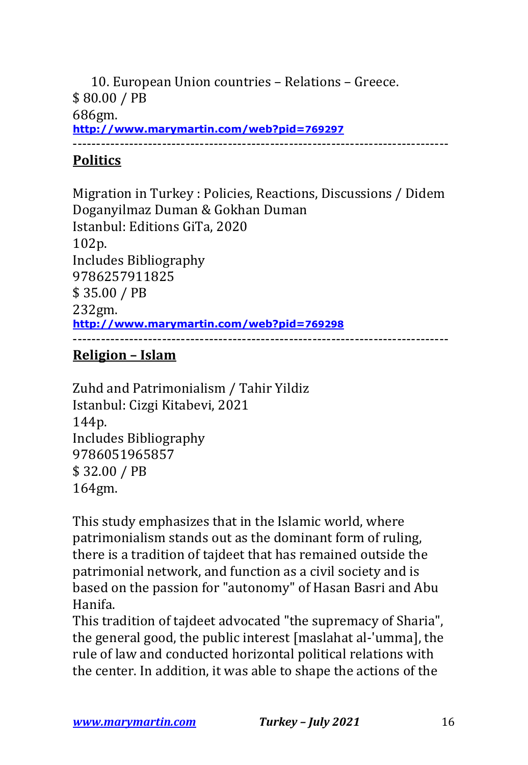10. European Union countries – Relations – Greece.
$ 80.00 / PB
686gm.
http://www.marymartin.com/web?pid=769297

---

## Politics

Migration in Turkey : Policies, Reactions, Discussions / Didem Doganyilmaz Duman & Gokhan Duman
Istanbul: Editions GiTa, 2020
102p.
Includes Bibliography
9786257911825
$ 35.00 / PB
232gm.
http://www.marymartin.com/web?pid=769298

---

## Religion – Islam

Zuhd and Patrimonialism / Tahir Yildiz
Istanbul: Cizgi Kitabevi, 2021
144p.
Includes Bibliography
9786051965857
$ 32.00 / PB
164gm.

This study emphasizes that in the Islamic world, where patrimonialism stands out as the dominant form of ruling, there is a tradition of tajdeet that has remained outside the patrimonial network, and function as a civil society and is based on the passion for "autonomy" of Hasan Basri and Abu Hanifa.
This tradition of tajdeet advocated "the supremacy of Sharia", the general good, the public interest [maslahat al-'umma], the rule of law and conducted horizontal political relations with the center. In addition, it was able to shape the actions of the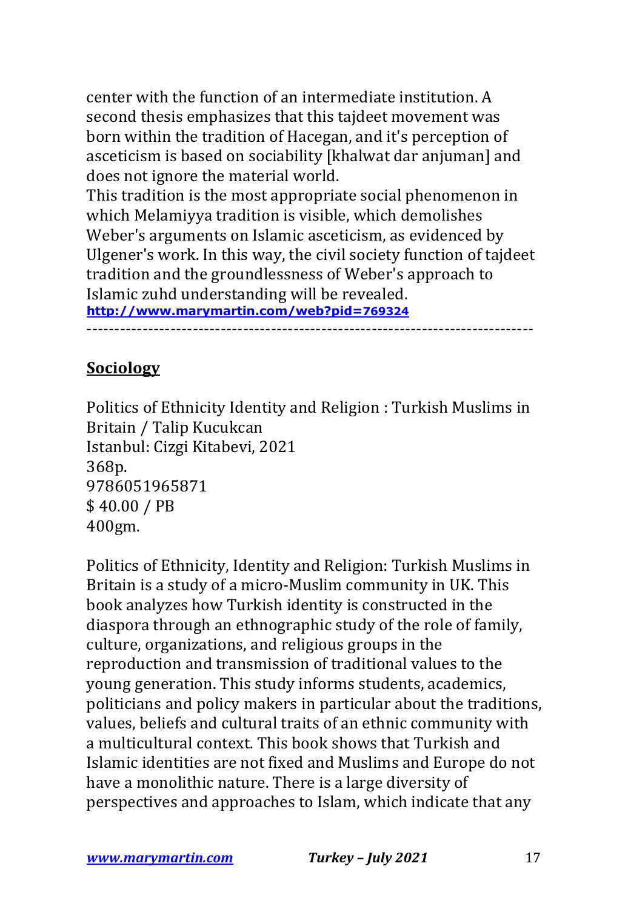center with the function of an intermediate institution. A second thesis emphasizes that this tajdeet movement was born within the tradition of Hacegan, and it's perception of asceticism is based on sociability [khalwat dar anjuman] and does not ignore the material world.

This tradition is the most appropriate social phenomenon in which Melamiyya tradition is visible, which demolishes Weber's arguments on Islamic asceticism, as evidenced by Ulgener's work. In this way, the civil society function of tajdeet tradition and the groundlessness of Weber's approach to Islamic zuhd understanding will be revealed.
**http://www.marymartin.com/web?pid=769324**

-------------------------------------------------------------------------------

## Sociology

Politics of Ethnicity Identity and Religion : Turkish Muslims in Britain / Talip Kucukcan
Istanbul: Cizgi Kitabevi, 2021
368p.
9786051965871
$ 40.00 / PB
400gm.

Politics of Ethnicity, Identity and Religion: Turkish Muslims in Britain is a study of a micro-Muslim community in UK. This book analyzes how Turkish identity is constructed in the diaspora through an ethnographic study of the role of family, culture, organizations, and religious groups in the reproduction and transmission of traditional values to the young generation. This study informs students, academics, politicians and policy makers in particular about the traditions, values, beliefs and cultural traits of an ethnic community with a multicultural context. This book shows that Turkish and Islamic identities are not fixed and Muslims and Europe do not have a monolithic nature. There is a large diversity of perspectives and approaches to Islam, which indicate that any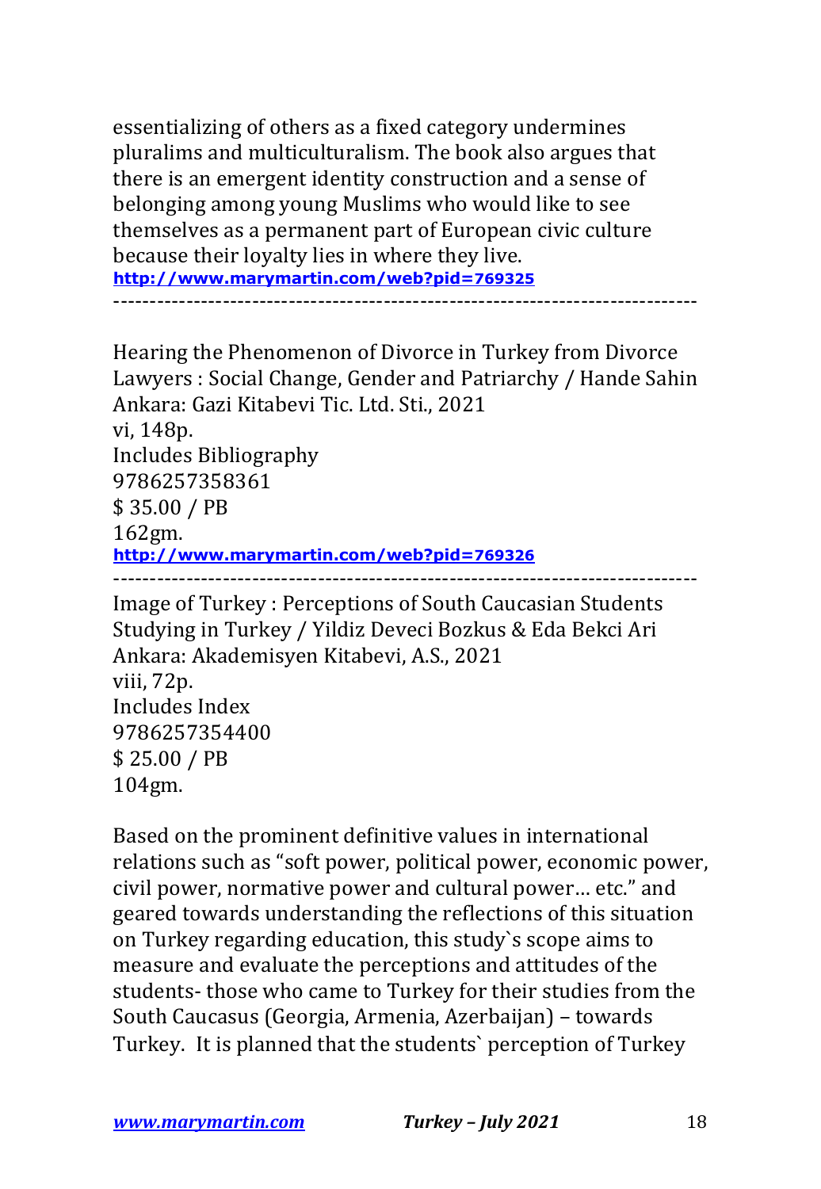essentializing of others as a fixed category undermines pluralims and multiculturalism. The book also argues that there is an emergent identity construction and a sense of belonging among young Muslims who would like to see themselves as a permanent part of European civic culture because their loyalty lies in where they live.
**http://www.marymartin.com/web?pid=769325**

-------------------------------------------------------------------------------

Hearing the Phenomenon of Divorce in Turkey from Divorce Lawyers : Social Change, Gender and Patriarchy / Hande Sahin
Ankara: Gazi Kitabevi Tic. Ltd. Sti., 2021
vi, 148p.
Includes Bibliography
9786257358361
$ 35.00 / PB
162gm.
**http://www.marymartin.com/web?pid=769326**

-------------------------------------------------------------------------------

Image of Turkey : Perceptions of South Caucasian Students Studying in Turkey / Yildiz Deveci Bozkus & Eda Bekci Ari
Ankara: Akademisyen Kitabevi, A.S., 2021
viii, 72p.
Includes Index
9786257354400
$ 25.00 / PB
104gm.

Based on the prominent definitive values in international relations such as "soft power, political power, economic power, civil power, normative power and cultural power… etc." and geared towards understanding the reflections of this situation on Turkey regarding education, this study`s scope aims to measure and evaluate the perceptions and attitudes of the students- those who came to Turkey for their studies from the South Caucasus (Georgia, Armenia, Azerbaijan) – towards Turkey. It is planned that the students` perception of Turkey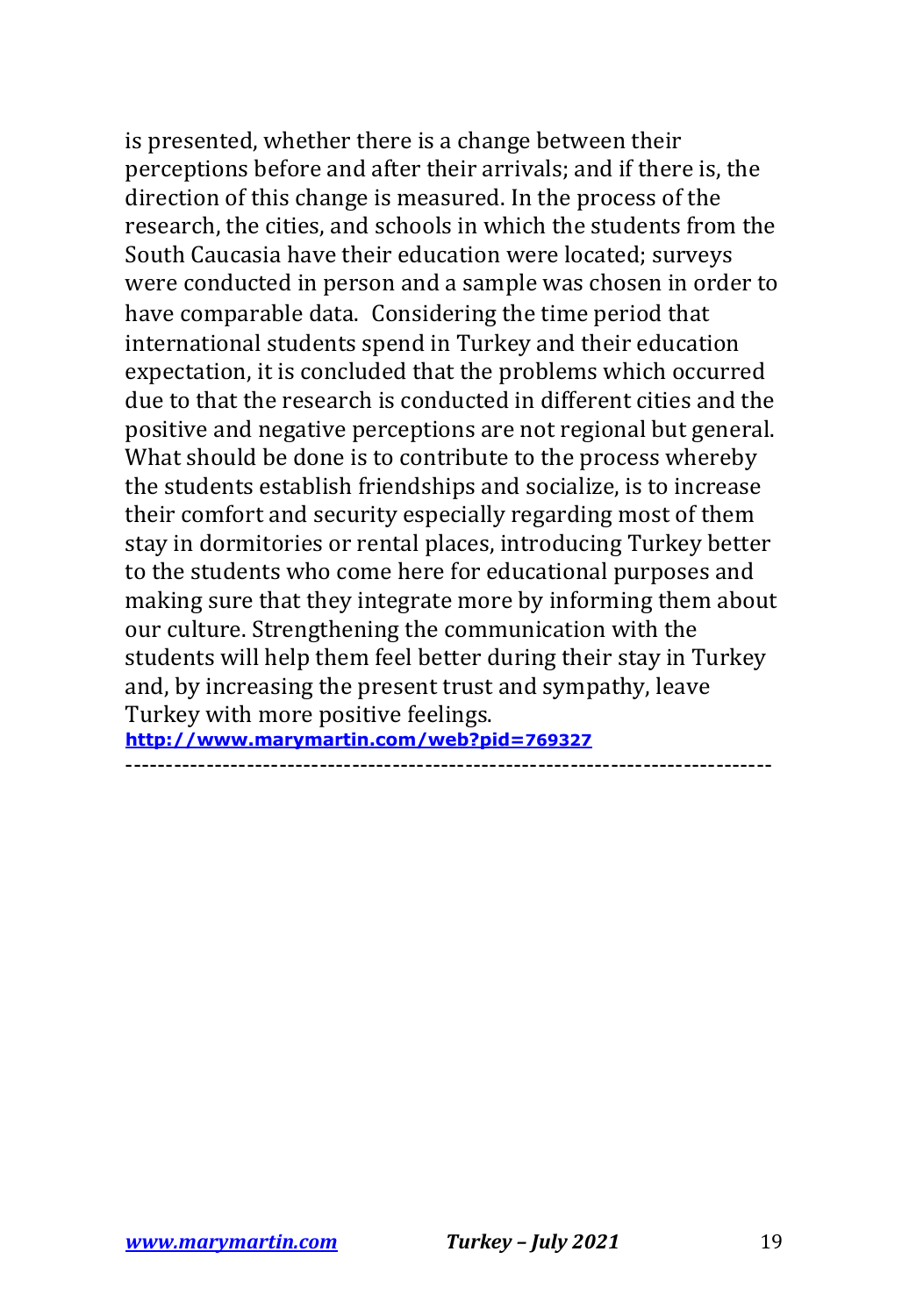is presented, whether there is a change between their perceptions before and after their arrivals; and if there is, the direction of this change is measured. In the process of the research, the cities, and schools in which the students from the South Caucasia have their education were located; surveys were conducted in person and a sample was chosen in order to have comparable data. Considering the time period that international students spend in Turkey and their education expectation, it is concluded that the problems which occurred due to that the research is conducted in different cities and the positive and negative perceptions are not regional but general. What should be done is to contribute to the process whereby the students establish friendships and socialize, is to increase their comfort and security especially regarding most of them stay in dormitories or rental places, introducing Turkey better to the students who come here for educational purposes and making sure that they integrate more by informing them about our culture. Strengthening the communication with the students will help them feel better during their stay in Turkey and, by increasing the present trust and sympathy, leave Turkey with more positive feelings.

**http://www.marymartin.com/web?pid=769327**

---